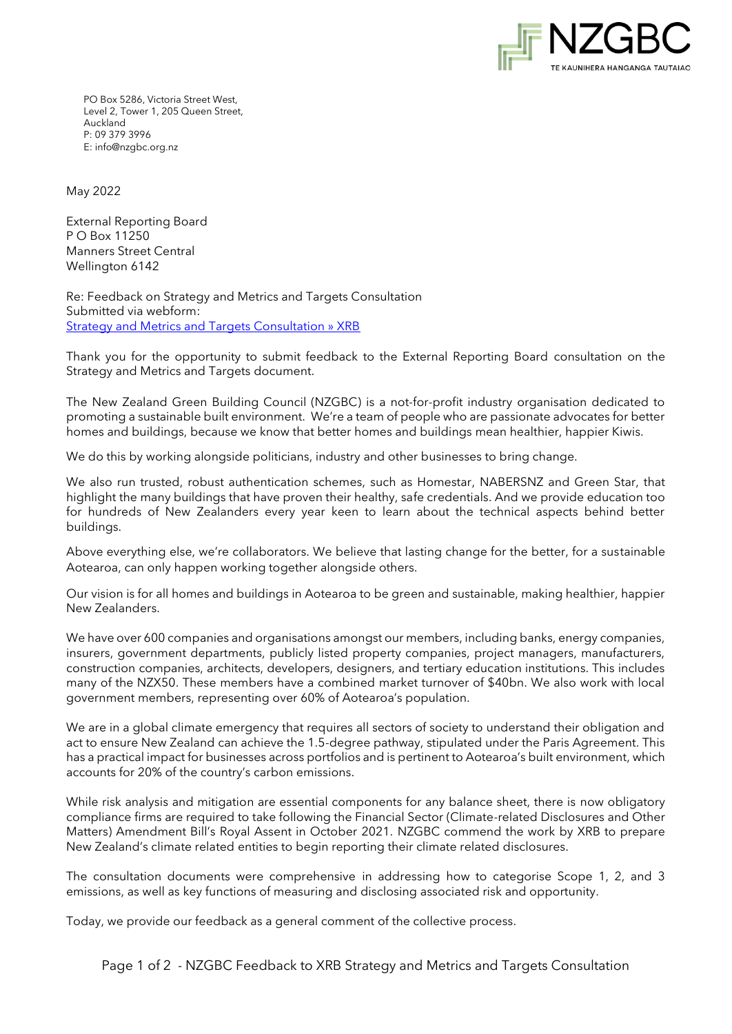NZGBC

TE KAUNIHERA HANGANGA TAUTAIAO

PO Box 5286, Victoria Street West,
Level 2, Tower 1, 205 Queen Street,
Auckland
P: 09 379 3996
E: info@nzgbc.org.nz

May 2022

External Reporting Board
P O Box 11250
Manners Street Central
Wellington 6142

Re: Feedback on Strategy and Metrics and Targets Consultation
Submitted via webform:
[Strategy and Metrics and Targets Consultation » XRB](Strategy and Metrics and Targets Consultation » XRB)

Thank you for the opportunity to submit feedback to the External Reporting Board consultation on the Strategy and Metrics and Targets document.

The New Zealand Green Building Council (NZGBC) is a not-for-profit industry organisation dedicated to promoting a sustainable built environment. We're a team of people who are passionate advocates for better homes and buildings, because we know that better homes and buildings mean healthier, happier Kiwis.

We do this by working alongside politicians, industry and other businesses to bring change.

We also run trusted, robust authentication schemes, such as Homestar, NABERSNZ and Green Star, that highlight the many buildings that have proven their healthy, safe credentials. And we provide education too for hundreds of New Zealanders every year keen to learn about the technical aspects behind better buildings.

Above everything else, we're collaborators. We believe that lasting change for the better, for a sustainable Aotearoa, can only happen working together alongside others.

Our vision is for all homes and buildings in Aotearoa to be green and sustainable, making healthier, happier New Zealanders.

We have over 600 companies and organisations amongst our members, including banks, energy companies, insurers, government departments, publicly listed property companies, project managers, manufacturers, construction companies, architects, developers, designers, and tertiary education institutions. This includes many of the NZX50. These members have a combined market turnover of $40bn. We also work with local government members, representing over 60% of Aotearoa's population.

We are in a global climate emergency that requires all sectors of society to understand their obligation and act to ensure New Zealand can achieve the 1.5-degree pathway, stipulated under the Paris Agreement. This has a practical impact for businesses across portfolios and is pertinent to Aotearoa's built environment, which accounts for 20% of the country's carbon emissions.

While risk analysis and mitigation are essential components for any balance sheet, there is now obligatory compliance firms are required to take following the Financial Sector (Climate-related Disclosures and Other Matters) Amendment Bill's Royal Assent in October 2021. NZGBC commend the work by XRB to prepare New Zealand's climate related entities to begin reporting their climate related disclosures.

The consultation documents were comprehensive in addressing how to categorise Scope 1, 2, and 3 emissions, as well as key functions of measuring and disclosing associated risk and opportunity.

Today, we provide our feedback as a general comment of the collective process.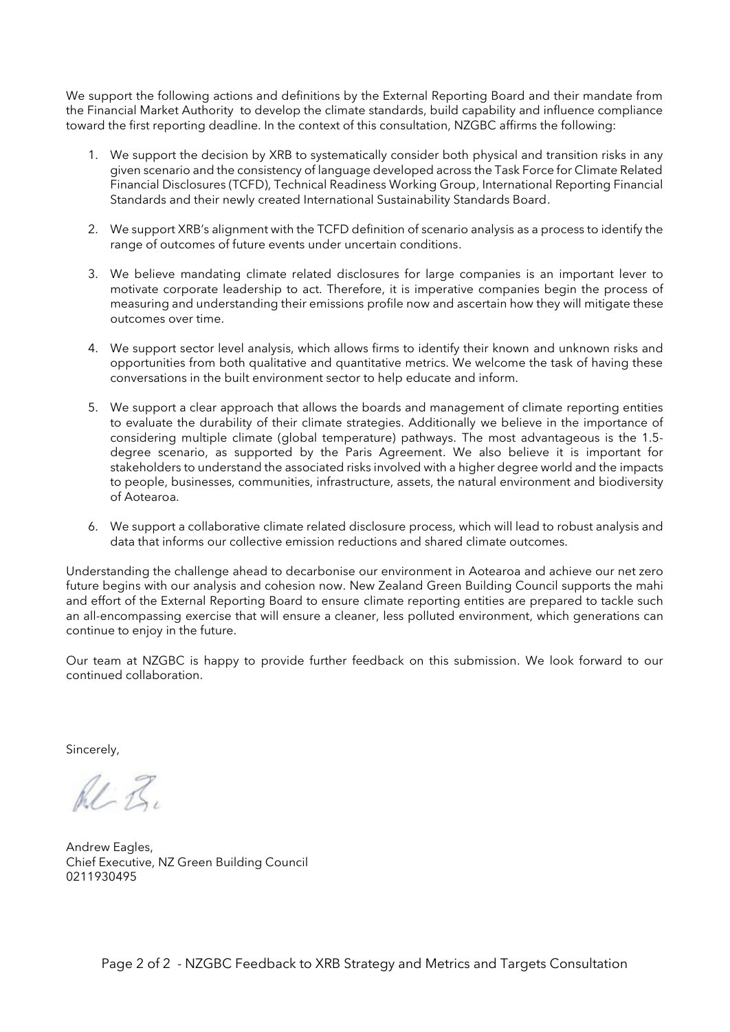We support the following actions and definitions by the External Reporting Board and their mandate from the Financial Market Authority  to develop the climate standards, build capability and influence compliance toward the first reporting deadline. In the context of this consultation, NZGBC affirms the following:

1. We support the decision by XRB to systematically consider both physical and transition risks in any given scenario and the consistency of language developed across the Task Force for Climate Related Financial Disclosures (TCFD), Technical Readiness Working Group, International Reporting Financial Standards and their newly created International Sustainability Standards Board.

2. We support XRB's alignment with the TCFD definition of scenario analysis as a process to identify the range of outcomes of future events under uncertain conditions.

3. We believe mandating climate related disclosures for large companies is an important lever to motivate corporate leadership to act. Therefore, it is imperative companies begin the process of measuring and understanding their emissions profile now and ascertain how they will mitigate these outcomes over time.

4. We support sector level analysis, which allows firms to identify their known and unknown risks and opportunities from both qualitative and quantitative metrics. We welcome the task of having these conversations in the built environment sector to help educate and inform.

5. We support a clear approach that allows the boards and management of climate reporting entities to evaluate the durability of their climate strategies. Additionally we believe in the importance of considering multiple climate (global temperature) pathways. The most advantageous is the 1.5-degree scenario, as supported by the Paris Agreement. We also believe it is important for stakeholders to understand the associated risks involved with a higher degree world and the impacts to people, businesses, communities, infrastructure, assets, the natural environment and biodiversity of Aotearoa.

6. We support a collaborative climate related disclosure process, which will lead to robust analysis and data that informs our collective emission reductions and shared climate outcomes.

Understanding the challenge ahead to decarbonise our environment in Aotearoa and achieve our net zero future begins with our analysis and cohesion now. New Zealand Green Building Council supports the mahi and effort of the External Reporting Board to ensure climate reporting entities are prepared to tackle such an all-encompassing exercise that will ensure a cleaner, less polluted environment, which generations can continue to enjoy in the future.

Our team at NZGBC is happy to provide further feedback on this submission. We look forward to our continued collaboration.

Sincerely,

Andrew Eagles,
Chief Executive, NZ Green Building Council
0211930495